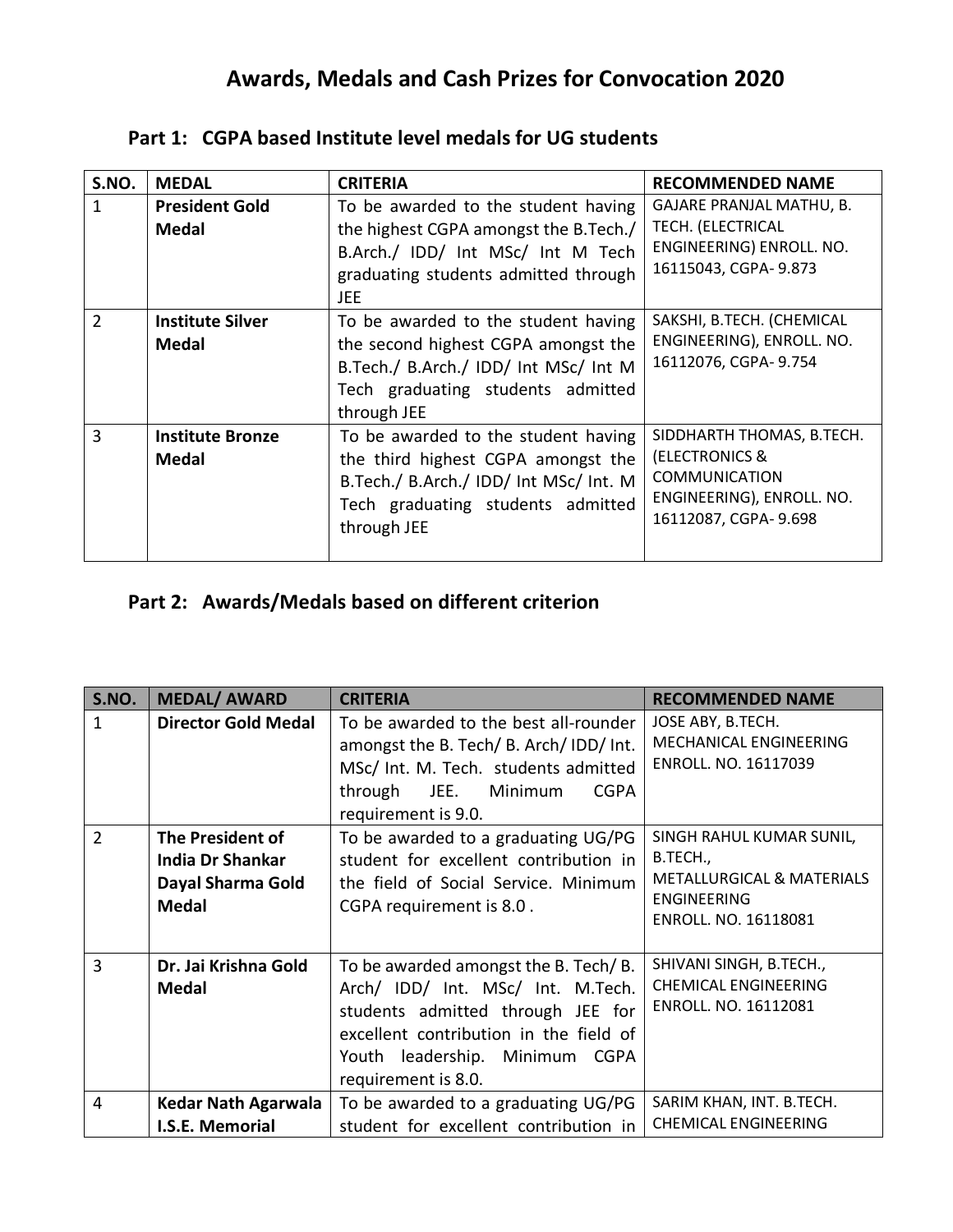# Awards, Medals and Cash Prizes for Convocation 2020

## Part 1: CGPA based Institute level medals for UG students

| S.NO. | MEDAL | CRITERIA | RECOMMENDED NAME |
|---|---|---|---|
| 1 | **President Gold Medal** | To be awarded to the student having the highest CGPA amongst the B.Tech./ B.Arch./ IDD/ Int MSc/ Int M Tech graduating students admitted through JEE | GAJARE PRANJAL MATHU, B. TECH. (ELECTRICAL ENGINEERING) ENROLL. NO. 16115043, CGPA- 9.873 |
| 2 | **Institute Silver Medal** | To be awarded to the student having the second highest CGPA amongst the B.Tech./ B.Arch./ IDD/ Int MSc/ Int M Tech graduating students admitted through JEE | SAKSHI, B.TECH. (CHEMICAL ENGINEERING), ENROLL. NO. 16112076, CGPA- 9.754 |
| 3 | **Institute Bronze Medal** | To be awarded to the student having the third highest CGPA amongst the B.Tech./ B.Arch./ IDD/ Int MSc/ Int. M Tech graduating students admitted through JEE | SIDDHARTH THOMAS, B.TECH. (ELECTRONICS & COMMUNICATION ENGINEERING), ENROLL. NO. 16112087, CGPA- 9.698 |

## Part 2: Awards/Medals based on different criterion

| S.NO. | MEDAL/ AWARD | CRITERIA | RECOMMENDED NAME |
|---|---|---|---|
| 1 | **Director Gold Medal** | To be awarded to the best all-rounder amongst the B. Tech/ B. Arch/ IDD/ Int. MSc/ Int. M. Tech. students admitted through JEE. Minimum CGPA requirement is 9.0. | JOSE ABY, B.TECH. MECHANICAL ENGINEERING ENROLL. NO. 16117039 |
| 2 | **The President of India Dr Shankar Dayal Sharma Gold Medal** | To be awarded to a graduating UG/PG student for excellent contribution in the field of Social Service. Minimum CGPA requirement is 8.0 . | SINGH RAHUL KUMAR SUNIL, B.TECH., METALLURGICAL & MATERIALS ENGINEERING ENROLL. NO. 16118081 |
| 3 | **Dr. Jai Krishna Gold Medal** | To be awarded amongst the B. Tech/ B. Arch/ IDD/ Int. MSc/ Int. M.Tech. students admitted through JEE for excellent contribution in the field of Youth leadership. Minimum CGPA requirement is 8.0. | SHIVANI SINGH, B.TECH., CHEMICAL ENGINEERING ENROLL. NO. 16112081 |
| 4 | **Kedar Nath Agarwala I.S.E. Memorial** | To be awarded to a graduating UG/PG student for excellent contribution in | SARIM KHAN, INT. B.TECH. CHEMICAL ENGINEERING |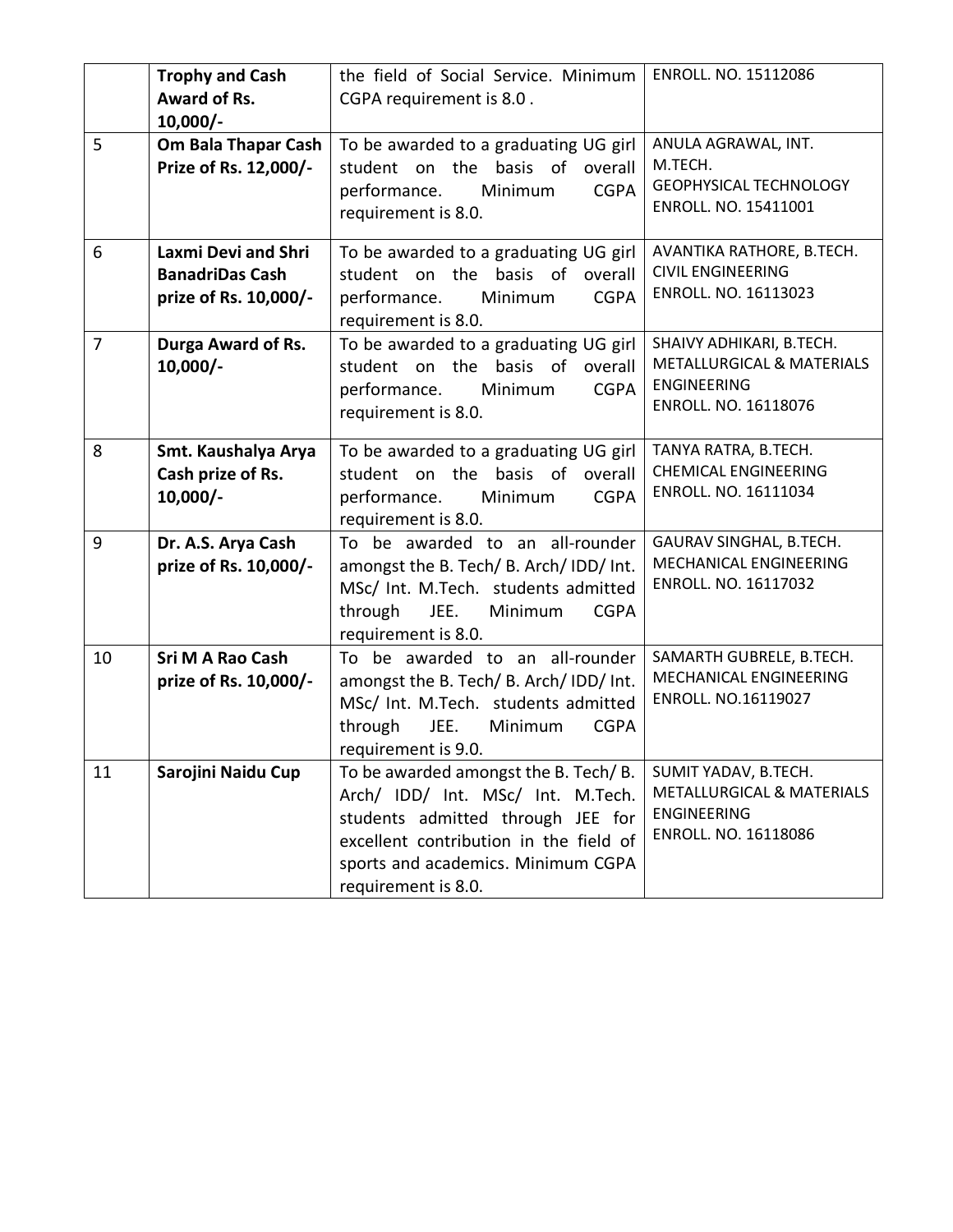| | | | |
|---|---|---|---|
| | **Trophy and Cash Award of Rs. 10,000/-** | the field of Social Service. Minimum CGPA requirement is 8.0 . | ENROLL. NO. 15112086 |
| 5 | **Om Bala Thapar Cash Prize of Rs. 12,000/-** | To be awarded to a graduating UG girl student on the basis of overall performance. Minimum CGPA requirement is 8.0. | ANULA AGRAWAL, INT. M.TECH. GEOPHYSICAL TECHNOLOGY ENROLL. NO. 15411001 |
| 6 | **Laxmi Devi and Shri BanadriDas Cash prize of Rs. 10,000/-** | To be awarded to a graduating UG girl student on the basis of overall performance. Minimum CGPA requirement is 8.0. | AVANTIKA RATHORE, B.TECH. CIVIL ENGINEERING ENROLL. NO. 16113023 |
| 7 | **Durga Award of Rs. 10,000/-** | To be awarded to a graduating UG girl student on the basis of overall performance. Minimum CGPA requirement is 8.0. | SHAIVY ADHIKARI, B.TECH. METALLURGICAL & MATERIALS ENGINEERING ENROLL. NO. 16118076 |
| 8 | **Smt. Kaushalya Arya Cash prize of Rs. 10,000/-** | To be awarded to a graduating UG girl student on the basis of overall performance. Minimum CGPA requirement is 8.0. | TANYA RATRA, B.TECH. CHEMICAL ENGINEERING ENROLL. NO. 16111034 |
| 9 | **Dr. A.S. Arya Cash prize of Rs. 10,000/-** | To be awarded to an all-rounder amongst the B. Tech/ B. Arch/ IDD/ Int. MSc/ Int. M.Tech. students admitted through JEE. Minimum CGPA requirement is 8.0. | GAURAV SINGHAL, B.TECH. MECHANICAL ENGINEERING ENROLL. NO. 16117032 |
| 10 | **Sri M A Rao Cash prize of Rs. 10,000/-** | To be awarded to an all-rounder amongst the B. Tech/ B. Arch/ IDD/ Int. MSc/ Int. M.Tech. students admitted through JEE. Minimum CGPA requirement is 9.0. | SAMARTH GUBRELE, B.TECH. MECHANICAL ENGINEERING ENROLL. NO.16119027 |
| 11 | **Sarojini Naidu Cup** | To be awarded amongst the B. Tech/ B. Arch/ IDD/ Int. MSc/ Int. M.Tech. students admitted through JEE for excellent contribution in the field of sports and academics. Minimum CGPA requirement is 8.0. | SUMIT YADAV, B.TECH. METALLURGICAL & MATERIALS ENGINEERING ENROLL. NO. 16118086 |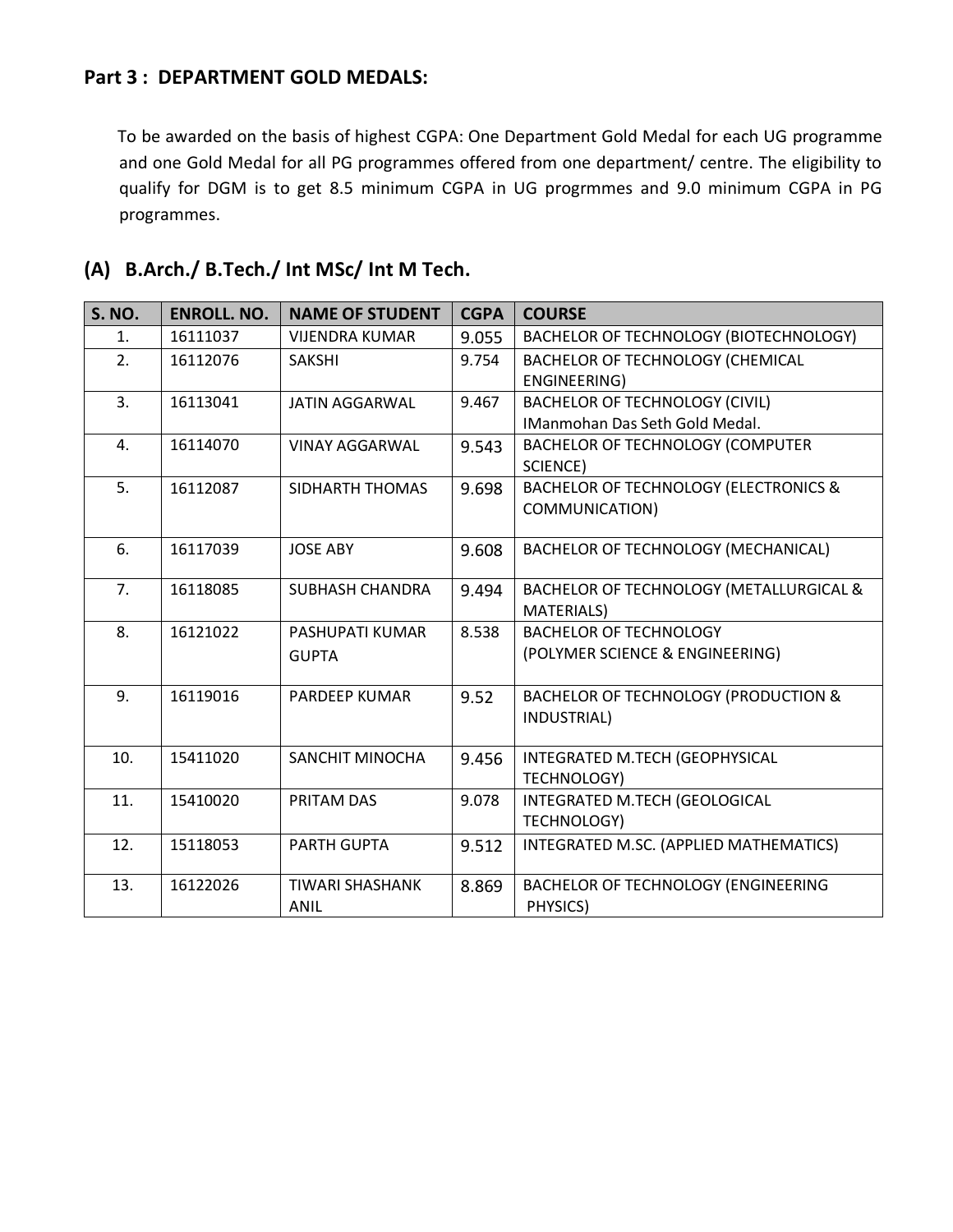## Part 3 : DEPARTMENT GOLD MEDALS:

To be awarded on the basis of highest CGPA: One Department Gold Medal for each UG programme and one Gold Medal for all PG programmes offered from one department/ centre. The eligibility to qualify for DGM is to get 8.5 minimum CGPA in UG progrmmes and 9.0 minimum CGPA in PG programmes.

## (A) B.Arch./ B.Tech./ Int MSc/ Int M Tech.

| S. NO. | ENROLL. NO. | NAME OF STUDENT | CGPA | COURSE |
|---|---|---|---|---|
| 1. | 16111037 | VIJENDRA KUMAR | 9.055 | BACHELOR OF TECHNOLOGY (BIOTECHNOLOGY) |
| 2. | 16112076 | SAKSHI | 9.754 | BACHELOR OF TECHNOLOGY (CHEMICAL ENGINEERING) |
| 3. | 16113041 | JATIN AGGARWAL | 9.467 | BACHELOR OF TECHNOLOGY (CIVIL) IManmohan Das Seth Gold Medal. |
| 4. | 16114070 | VINAY AGGARWAL | 9.543 | BACHELOR OF TECHNOLOGY (COMPUTER SCIENCE) |
| 5. | 16112087 | SIDHARTH THOMAS | 9.698 | BACHELOR OF TECHNOLOGY (ELECTRONICS & COMMUNICATION) |
| 6. | 16117039 | JOSE ABY | 9.608 | BACHELOR OF TECHNOLOGY (MECHANICAL) |
| 7. | 16118085 | SUBHASH CHANDRA | 9.494 | BACHELOR OF TECHNOLOGY (METALLURGICAL & MATERIALS) |
| 8. | 16121022 | PASHUPATI KUMAR GUPTA | 8.538 | BACHELOR OF TECHNOLOGY (POLYMER SCIENCE & ENGINEERING) |
| 9. | 16119016 | PARDEEP KUMAR | 9.52 | BACHELOR OF TECHNOLOGY (PRODUCTION & INDUSTRIAL) |
| 10. | 15411020 | SANCHIT MINOCHA | 9.456 | INTEGRATED M.TECH (GEOPHYSICAL TECHNOLOGY) |
| 11. | 15410020 | PRITAM DAS | 9.078 | INTEGRATED M.TECH (GEOLOGICAL TECHNOLOGY) |
| 12. | 15118053 | PARTH GUPTA | 9.512 | INTEGRATED M.SC. (APPLIED MATHEMATICS) |
| 13. | 16122026 | TIWARI SHASHANK ANIL | 8.869 | BACHELOR OF TECHNOLOGY (ENGINEERING PHYSICS) |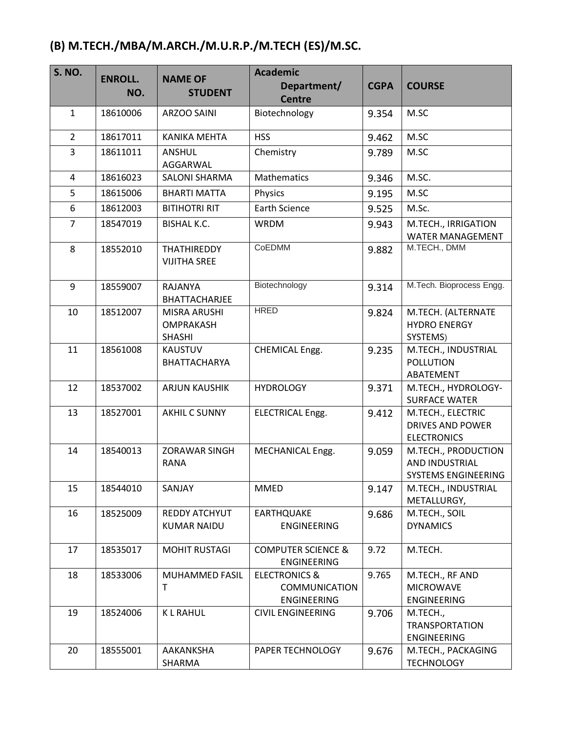## (B) M.TECH./MBA/M.ARCH./M.U.R.P./M.TECH (ES)/M.SC.

| S. NO. | ENROLL. NO. | NAME OF STUDENT | Academic Department/ Centre | CGPA | COURSE |
|---|---|---|---|---|---|
| 1 | 18610006 | ARZOO SAINI | Biotechnology | 9.354 | M.SC |
| 2 | 18617011 | KANIKA MEHTA | HSS | 9.462 | M.SC |
| 3 | 18611011 | ANSHUL AGGARWAL | Chemistry | 9.789 | M.SC |
| 4 | 18616023 | SALONI SHARMA | Mathematics | 9.346 | M.SC. |
| 5 | 18615006 | BHARTI MATTA | Physics | 9.195 | M.SC |
| 6 | 18612003 | BITIHOTRI RIT | Earth Science | 9.525 | M.Sc. |
| 7 | 18547019 | BISHAL K.C. | WRDM | 9.943 | M.TECH., IRRIGATION WATER MANAGEMENT |
| 8 | 18552010 | THATHIREDDY VIJITHA SREE | CoEDMM | 9.882 | M.TECH., DMM |
| 9 | 18559007 | RAJANYA BHATTACHARJEE | Biotechnology | 9.314 | M.Tech. Bioprocess Engg. |
| 10 | 18512007 | MISRA ARUSHI OMPRAKASH SHASHI | HRED | 9.824 | M.TECH. (ALTERNATE HYDRO ENERGY SYSTEMS) |
| 11 | 18561008 | KAUSTUV BHATTACHARYA | CHEMICAL Engg. | 9.235 | M.TECH., INDUSTRIAL POLLUTION ABATEMENT |
| 12 | 18537002 | ARJUN KAUSHIK | HYDROLOGY | 9.371 | M.TECH., HYDROLOGY-SURFACE WATER |
| 13 | 18527001 | AKHIL C SUNNY | ELECTRICAL Engg. | 9.412 | M.TECH., ELECTRIC DRIVES AND POWER ELECTRONICS |
| 14 | 18540013 | ZORAWAR SINGH RANA | MECHANICAL Engg. | 9.059 | M.TECH., PRODUCTION AND INDUSTRIAL SYSTEMS ENGINEERING |
| 15 | 18544010 | SANJAY | MMED | 9.147 | M.TECH., INDUSTRIAL METALLURGY, |
| 16 | 18525009 | REDDY ATCHYUT KUMAR NAIDU | EARTHQUAKE ENGINEERING | 9.686 | M.TECH., SOIL DYNAMICS |
| 17 | 18535017 | MOHIT RUSTAGI | COMPUTER SCIENCE & ENGINEERING | 9.72 | M.TECH. |
| 18 | 18533006 | MUHAMMED FASIL T | ELECTRONICS & COMMUNICATION ENGINEERING | 9.765 | M.TECH., RF AND MICROWAVE ENGINEERING |
| 19 | 18524006 | K L RAHUL | CIVIL ENGINEERING | 9.706 | M.TECH., TRANSPORTATION ENGINEERING |
| 20 | 18555001 | AAKANKSHA SHARMA | PAPER TECHNOLOGY | 9.676 | M.TECH., PACKAGING TECHNOLOGY |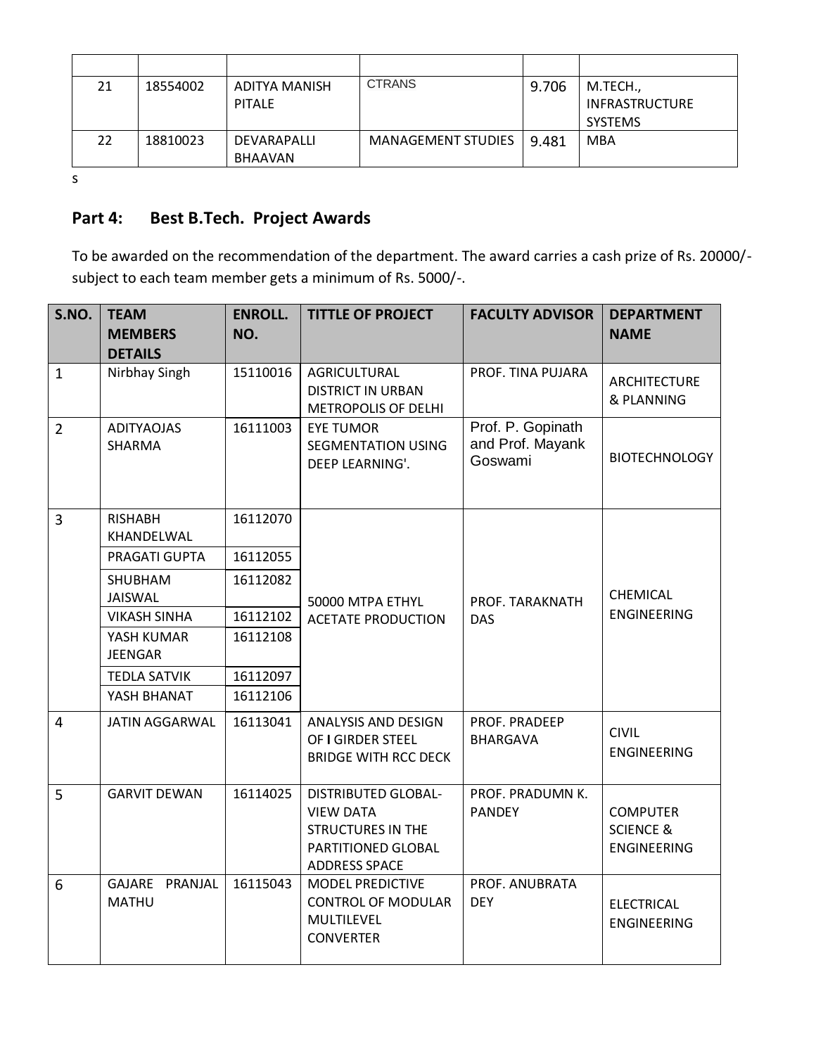| | | | | | |
|---|---|---|---|---|---|
| 21 | 18554002 | ADITYA MANISH PITALE | CTRANS | 9.706 | M.TECH., INFRASTRUCTURE SYSTEMS |
| 22 | 18810023 | DEVARAPALLI BHAAVAN | MANAGEMENT STUDIES | 9.481 | MBA |

s

## Part 4: Best B.Tech. Project Awards

To be awarded on the recommendation of the department. The award carries a cash prize of Rs. 20000/- subject to each team member gets a minimum of Rs. 5000/-.

| S.NO. | TEAM MEMBERS DETAILS | ENROLL. NO. | TITTLE OF PROJECT | FACULTY ADVISOR | DEPARTMENT NAME |
|---|---|---|---|---|---|
| 1 | Nirbhay Singh | 15110016 | AGRICULTURAL DISTRICT IN URBAN METROPOLIS OF DELHI | PROF. TINA PUJARA | ARCHITECTURE & PLANNING |
| 2 | ADITYAOJAS SHARMA | 16111003 | EYE TUMOR SEGMENTATION USING DEEP LEARNING'. | Prof. P. Gopinath and Prof. Mayank Goswami | BIOTECHNOLOGY |
| 3 | RISHABH KHANDELWAL | 16112070 | 50000 MTPA ETHYL ACETATE PRODUCTION | PROF. TARAKNATH DAS | CHEMICAL ENGINEERING |
| | PRAGATI GUPTA | 16112055 | | | |
| | SHUBHAM JAISWAL | 16112082 | | | |
| | VIKASH SINHA | 16112102 | | | |
| | YASH KUMAR JEENGAR | 16112108 | | | |
| | TEDLA SATVIK | 16112097 | | | |
| | YASH BHANAT | 16112106 | | | |
| 4 | JATIN AGGARWAL | 16113041 | ANALYSIS AND DESIGN OF I GIRDER STEEL BRIDGE WITH RCC DECK | PROF. PRADEEP BHARGAVA | CIVIL ENGINEERING |
| 5 | GARVIT DEWAN | 16114025 | DISTRIBUTED GLOBAL-VIEW DATA STRUCTURES IN THE PARTITIONED GLOBAL ADDRESS SPACE | PROF. PRADUMN K. PANDEY | COMPUTER SCIENCE & ENGINEERING |
| 6 | GAJARE PRANJAL MATHU | 16115043 | MODEL PREDICTIVE CONTROL OF MODULAR MULTILEVEL CONVERTER | PROF. ANUBRATA DEY | ELECTRICAL ENGINEERING |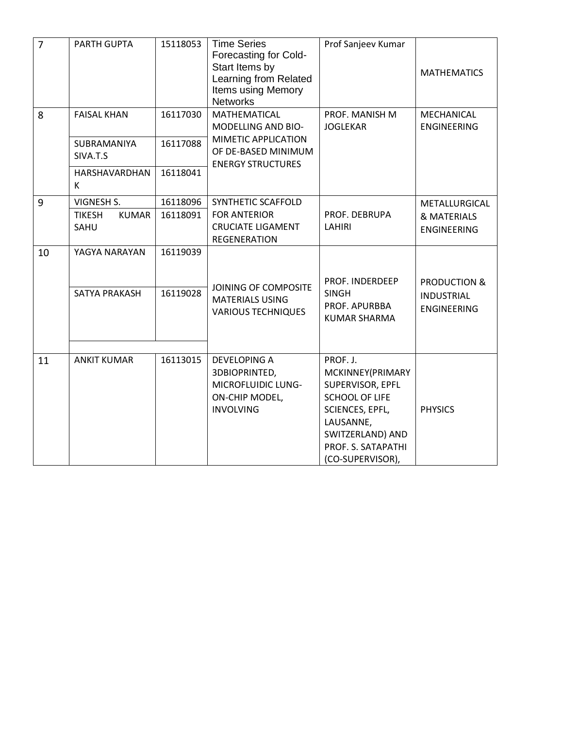| 7 | PARTH GUPTA | 15118053 | Time Series Forecasting for Cold-Start Items by Learning from Related Items using Memory Networks | Prof Sanjeev Kumar | MATHEMATICS |
|---|---|---|---|---|---|
| 8 | FAISAL KHAN | 16117030 | MATHEMATICAL MODELLING AND BIO-MIMETIC APPLICATION OF DE-BASED MINIMUM ENERGY STRUCTURES | PROF. MANISH M JOGLEKAR | MECHANICAL ENGINEERING |
| | SUBRAMANIYA SIVA.T.S | 16117088 | | | |
| | HARSHAVARDHAN K | 16118041 | | | |
| 9 | VIGNESH S. | 16118096 | SYNTHETIC SCAFFOLD FOR ANTERIOR CRUCIATE LIGAMENT REGENERATION | PROF. DEBRUPA LAHIRI | METALLURGICAL & MATERIALS ENGINEERING |
| | TIKESH KUMAR SAHU | 16118091 | | | |
| 10 | YAGYA NARAYAN | 16119039 | JOINING OF COMPOSITE MATERIALS USING VARIOUS TECHNIQUES | PROF. INDERDEEP SINGH<br>PROF. APURBBA KUMAR SHARMA | PRODUCTION & INDUSTRIAL ENGINEERING |
| | SATYA PRAKASH | 16119028 | | | |
| | | | | | |
| 11 | ANKIT KUMAR | 16113015 | DEVELOPING A 3DBIOPRINTED, MICROFLUIDIC LUNG-ON-CHIP MODEL, INVOLVING | PROF. J. MCKINNEY(PRIMARY SUPERVISOR, EPFL SCHOOL OF LIFE SCIENCES, EPFL, LAUSANNE, SWITZERLAND) AND PROF. S. SATAPATHI (CO-SUPERVISOR), | PHYSICS |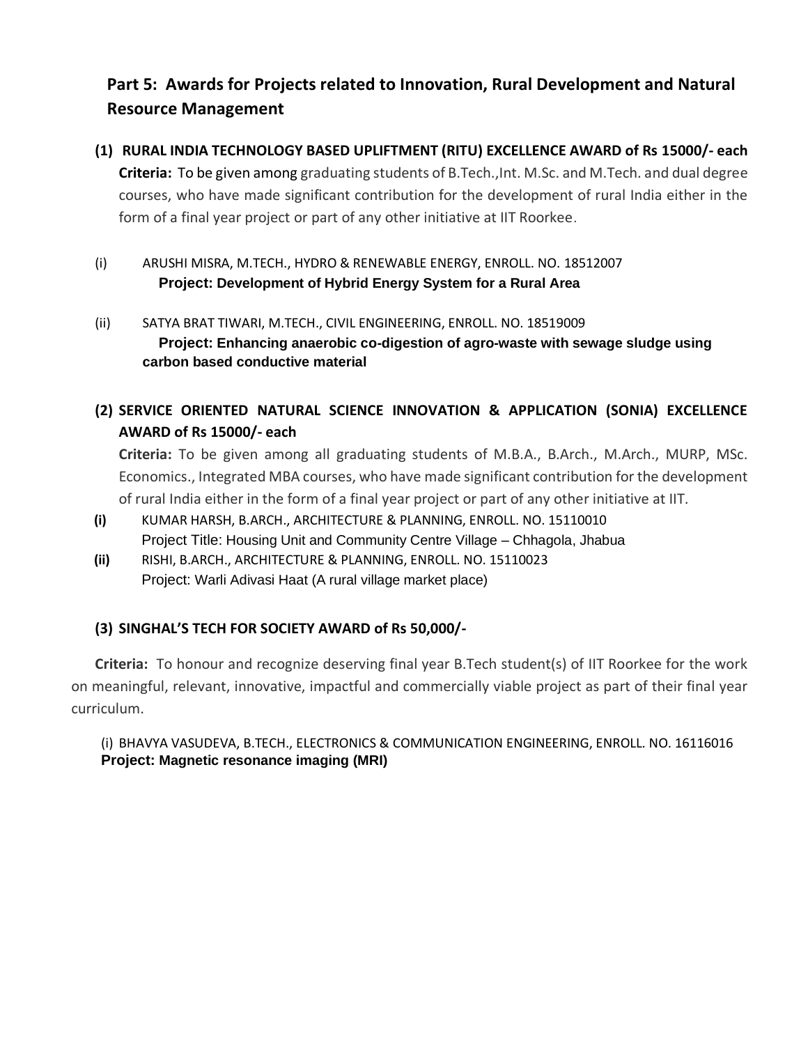## Part 5: Awards for Projects related to Innovation, Rural Development and Natural Resource Management

### (1) RURAL INDIA TECHNOLOGY BASED UPLIFTMENT (RITU) EXCELLENCE AWARD of Rs 15000/- each

**Criteria:** To be given among graduating students of B.Tech.,Int. M.Sc. and M.Tech. and dual degree courses, who have made significant contribution for the development of rural India either in the form of a final year project or part of any other initiative at IIT Roorkee.

(i) ARUSHI MISRA, M.TECH., HYDRO & RENEWABLE ENERGY, ENROLL. NO. 18512007
**Project: Development of Hybrid Energy System for a Rural Area**

(ii) SATYA BRAT TIWARI, M.TECH., CIVIL ENGINEERING, ENROLL. NO. 18519009
**Project: Enhancing anaerobic co-digestion of agro-waste with sewage sludge using carbon based conductive material**

### (2) SERVICE ORIENTED NATURAL SCIENCE INNOVATION & APPLICATION (SONIA) EXCELLENCE AWARD of Rs 15000/- each

**Criteria:** To be given among all graduating students of M.B.A., B.Arch., M.Arch., MURP, MSc. Economics., Integrated MBA courses, who have made significant contribution for the development of rural India either in the form of a final year project or part of any other initiative at IIT.

**(i)** KUMAR HARSH, B.ARCH., ARCHITECTURE & PLANNING, ENROLL. NO. 15110010
Project Title: Housing Unit and Community Centre Village – Chhagola, Jhabua

**(ii)** RISHI, B.ARCH., ARCHITECTURE & PLANNING, ENROLL. NO. 15110023
Project: Warli Adivasi Haat (A rural village market place)

### (3) SINGHAL'S TECH FOR SOCIETY AWARD of Rs 50,000/-

**Criteria:** To honour and recognize deserving final year B.Tech student(s) of IIT Roorkee for the work on meaningful, relevant, innovative, impactful and commercially viable project as part of their final year curriculum.

(i) BHAVYA VASUDEVA, B.TECH., ELECTRONICS & COMMUNICATION ENGINEERING, ENROLL. NO. 16116016
**Project: Magnetic resonance imaging (MRI)**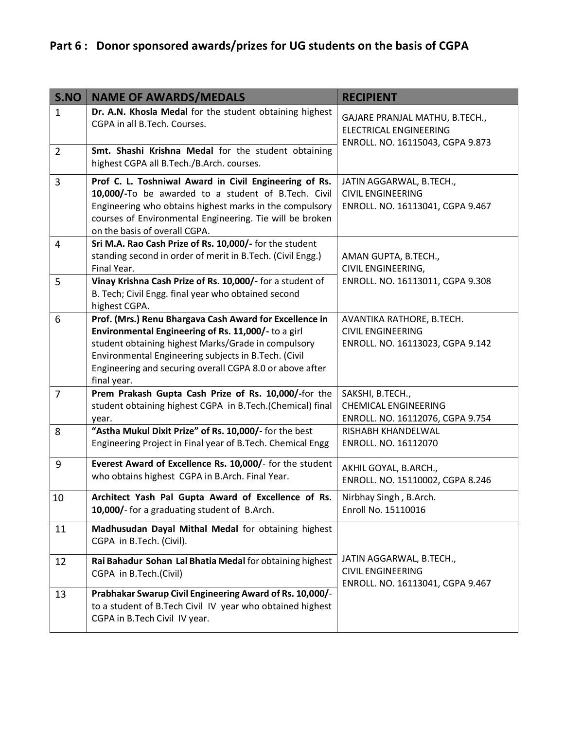## Part 6 : Donor sponsored awards/prizes for UG students on the basis of CGPA

| S.NO | NAME OF AWARDS/MEDALS | RECIPIENT |
|---|---|---|
| 1 | **Dr. A.N. Khosla Medal** for the student obtaining highest CGPA in all B.Tech. Courses. | GAJARE PRANJAL MATHU, B.TECH., ELECTRICAL ENGINEERING ENROLL. NO. 16115043, CGPA 9.873 |
| 2 | **Smt. Shashi Krishna Medal** for the student obtaining highest CGPA all B.Tech./B.Arch. courses. | |
| 3 | **Prof C. L. Toshniwal Award in Civil Engineering of Rs. 10,000/-** To be awarded to a student of B.Tech. Civil Engineering who obtains highest marks in the compulsory courses of Environmental Engineering. Tie will be broken on the basis of overall CGPA. | JATIN AGGARWAL, B.TECH., CIVIL ENGINEERING ENROLL. NO. 16113041, CGPA 9.467 |
| 4 | **Sri M.A. Rao Cash Prize of Rs. 10,000/-** for the student standing second in order of merit in B.Tech. (Civil Engg.) Final Year. | AMAN GUPTA, B.TECH., CIVIL ENGINEERING, ENROLL. NO. 16113011, CGPA 9.308 |
| 5 | **Vinay Krishna Cash Prize of Rs. 10,000/-** for a student of B. Tech; Civil Engg. final year who obtained second highest CGPA. | |
| 6 | **Prof. (Mrs.) Renu Bhargava Cash Award for Excellence in Environmental Engineering of Rs. 11,000/-** to a girl student obtaining highest Marks/Grade in compulsory Environmental Engineering subjects in B.Tech. (Civil Engineering and securing overall CGPA 8.0 or above after final year. | AVANTIKA RATHORE, B.TECH. CIVIL ENGINEERING ENROLL. NO. 16113023, CGPA 9.142 |
| 7 | **Prem Prakash Gupta Cash Prize of Rs. 10,000/-** for the student obtaining highest CGPA in B.Tech.(Chemical) final year. | SAKSHI, B.TECH., CHEMICAL ENGINEERING ENROLL. NO. 16112076, CGPA 9.754 |
| 8 | **"Astha Mukul Dixit Prize" of Rs. 10,000/-** for the best Engineering Project in Final year of B.Tech. Chemical Engg | RISHABH KHANDELWAL ENROLL. NO. 16112070 |
| 9 | **Everest Award of Excellence Rs. 10,000/**- for the student who obtains highest CGPA in B.Arch. Final Year. | AKHIL GOYAL, B.ARCH., ENROLL. NO. 15110002, CGPA 8.246 |
| 10 | **Architect Yash Pal Gupta Award of Excellence of Rs. 10,000/**- for a graduating student of B.Arch. | Nirbhay Singh , B.Arch. Enroll No. 15110016 |
| 11 | **Madhusudan Dayal Mithal Medal** for obtaining highest CGPA in B.Tech. (Civil). | JATIN AGGARWAL, B.TECH., CIVIL ENGINEERING ENROLL. NO. 16113041, CGPA 9.467 |
| 12 | **Rai Bahadur Sohan Lal Bhatia Medal** for obtaining highest CGPA in B.Tech.(Civil) | |
| 13 | **Prabhakar Swarup Civil Engineering Award of Rs. 10,000/**- to a student of B.Tech Civil IV year who obtained highest CGPA in B.Tech Civil IV year. | |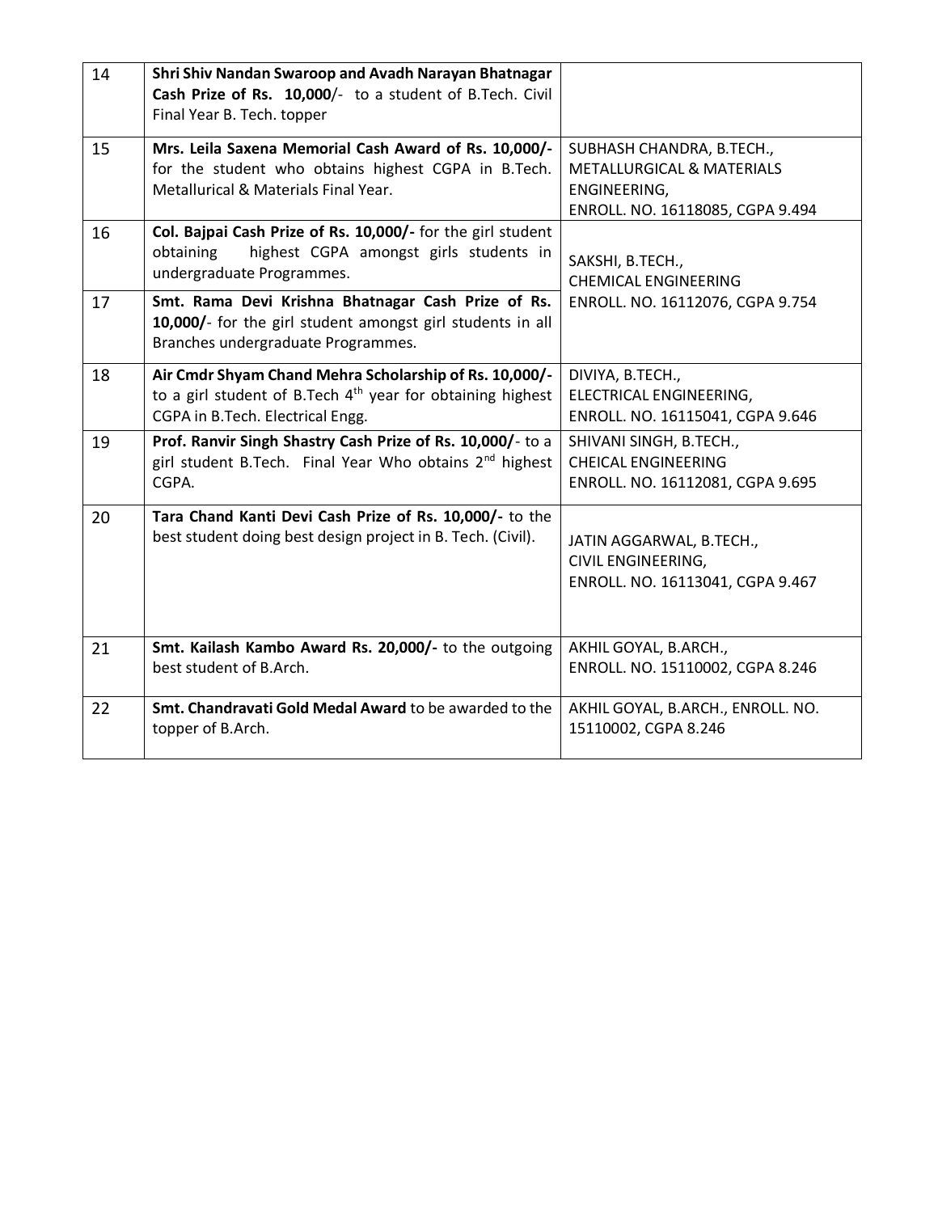| | | |
|---|---|---|
| 14 | **Shri Shiv Nandan Swaroop and Avadh Narayan Bhatnagar Cash Prize of Rs. 10,000**/- to a student of B.Tech. Civil Final Year B. Tech. topper | |
| 15 | **Mrs. Leila Saxena Memorial Cash Award of Rs. 10,000/-** for the student who obtains highest CGPA in B.Tech. Metallurical & Materials Final Year. | SUBHASH CHANDRA, B.TECH., METALLURGICAL & MATERIALS ENGINEERING, ENROLL. NO. 16118085, CGPA 9.494 |
| 16 | **Col. Bajpai Cash Prize of Rs. 10,000/-** for the girl student obtaining highest CGPA amongst girls students in undergraduate Programmes. | SAKSHI, B.TECH., CHEMICAL ENGINEERING ENROLL. NO. 16112076, CGPA 9.754 |
| 17 | **Smt. Rama Devi Krishna Bhatnagar Cash Prize of Rs. 10,000/**- for the girl student amongst girl students in all Branches undergraduate Programmes. | |
| 18 | **Air Cmdr Shyam Chand Mehra Scholarship of Rs. 10,000/-** to a girl student of B.Tech 4th year for obtaining highest CGPA in B.Tech. Electrical Engg. | DIVIYA, B.TECH., ELECTRICAL ENGINEERING, ENROLL. NO. 16115041, CGPA 9.646 |
| 19 | **Prof. Ranvir Singh Shastry Cash Prize of Rs. 10,000/**- to a girl student B.Tech. Final Year Who obtains 2nd highest CGPA. | SHIVANI SINGH, B.TECH., CHEICAL ENGINEERING ENROLL. NO. 16112081, CGPA 9.695 |
| 20 | **Tara Chand Kanti Devi Cash Prize of Rs. 10,000/-** to the best student doing best design project in B. Tech. (Civil). | JATIN AGGARWAL, B.TECH., CIVIL ENGINEERING, ENROLL. NO. 16113041, CGPA 9.467 |
| 21 | **Smt. Kailash Kambo Award Rs. 20,000/-** to the outgoing best student of B.Arch. | AKHIL GOYAL, B.ARCH., ENROLL. NO. 15110002, CGPA 8.246 |
| 22 | **Smt. Chandravati Gold Medal Award** to be awarded to the topper of B.Arch. | AKHIL GOYAL, B.ARCH., ENROLL. NO. 15110002, CGPA 8.246 |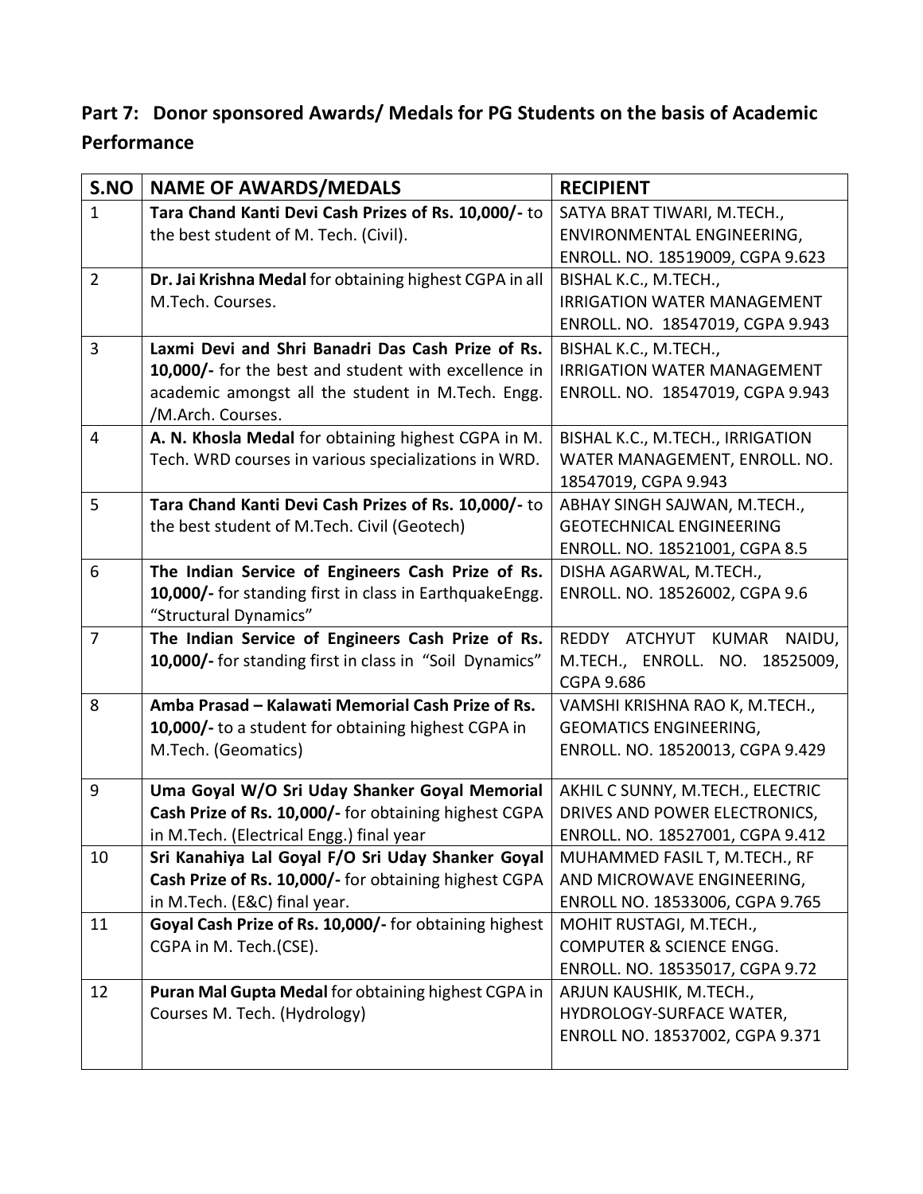## Part 7: Donor sponsored Awards/ Medals for PG Students on the basis of Academic Performance

| S.NO | NAME OF AWARDS/MEDALS | RECIPIENT |
|---|---|---|
| 1 | **Tara Chand Kanti Devi Cash Prizes of Rs. 10,000/-** to the best student of M. Tech. (Civil). | SATYA BRAT TIWARI, M.TECH., ENVIRONMENTAL ENGINEERING, ENROLL. NO. 18519009, CGPA 9.623 |
| 2 | **Dr. Jai Krishna Medal** for obtaining highest CGPA in all M.Tech. Courses. | BISHAL K.C., M.TECH., IRRIGATION WATER MANAGEMENT ENROLL. NO. 18547019, CGPA 9.943 |
| 3 | **Laxmi Devi and Shri Banadri Das Cash Prize of Rs. 10,000/-** for the best and student with excellence in academic amongst all the student in M.Tech. Engg. /M.Arch. Courses. | BISHAL K.C., M.TECH., IRRIGATION WATER MANAGEMENT ENROLL. NO. 18547019, CGPA 9.943 |
| 4 | **A. N. Khosla Medal** for obtaining highest CGPA in M. Tech. WRD courses in various specializations in WRD. | BISHAL K.C., M.TECH., IRRIGATION WATER MANAGEMENT, ENROLL. NO. 18547019, CGPA 9.943 |
| 5 | **Tara Chand Kanti Devi Cash Prizes of Rs. 10,000/-** to the best student of M.Tech. Civil (Geotech) | ABHAY SINGH SAJWAN, M.TECH., GEOTECHNICAL ENGINEERING ENROLL. NO. 18521001, CGPA 8.5 |
| 6 | **The Indian Service of Engineers Cash Prize of Rs. 10,000/-** for standing first in class in EarthquakeEngg. "Structural Dynamics" | DISHA AGARWAL, M.TECH., ENROLL. NO. 18526002, CGPA 9.6 |
| 7 | **The Indian Service of Engineers Cash Prize of Rs. 10,000/-** for standing first in class in "Soil Dynamics" | REDDY ATCHYUT KUMAR NAIDU, M.TECH., ENROLL. NO. 18525009, CGPA 9.686 |
| 8 | **Amba Prasad – Kalawati Memorial Cash Prize of Rs. 10,000/-** to a student for obtaining highest CGPA in M.Tech. (Geomatics) | VAMSHI KRISHNA RAO K, M.TECH., GEOMATICS ENGINEERING, ENROLL. NO. 18520013, CGPA 9.429 |
| 9 | **Uma Goyal W/O Sri Uday Shanker Goyal Memorial Cash Prize of Rs. 10,000/-** for obtaining highest CGPA in M.Tech. (Electrical Engg.) final year | AKHIL C SUNNY, M.TECH., ELECTRIC DRIVES AND POWER ELECTRONICS, ENROLL. NO. 18527001, CGPA 9.412 |
| 10 | **Sri Kanahiya Lal Goyal F/O Sri Uday Shanker Goyal Cash Prize of Rs. 10,000/-** for obtaining highest CGPA in M.Tech. (E&C) final year. | MUHAMMED FASIL T, M.TECH., RF AND MICROWAVE ENGINEERING, ENROLL NO. 18533006, CGPA 9.765 |
| 11 | **Goyal Cash Prize of Rs. 10,000/-** for obtaining highest CGPA in M. Tech.(CSE). | MOHIT RUSTAGI, M.TECH., COMPUTER & SCIENCE ENGG. ENROLL. NO. 18535017, CGPA 9.72 |
| 12 | **Puran Mal Gupta Medal** for obtaining highest CGPA in Courses M. Tech. (Hydrology) | ARJUN KAUSHIK, M.TECH., HYDROLOGY-SURFACE WATER, ENROLL NO. 18537002, CGPA 9.371 |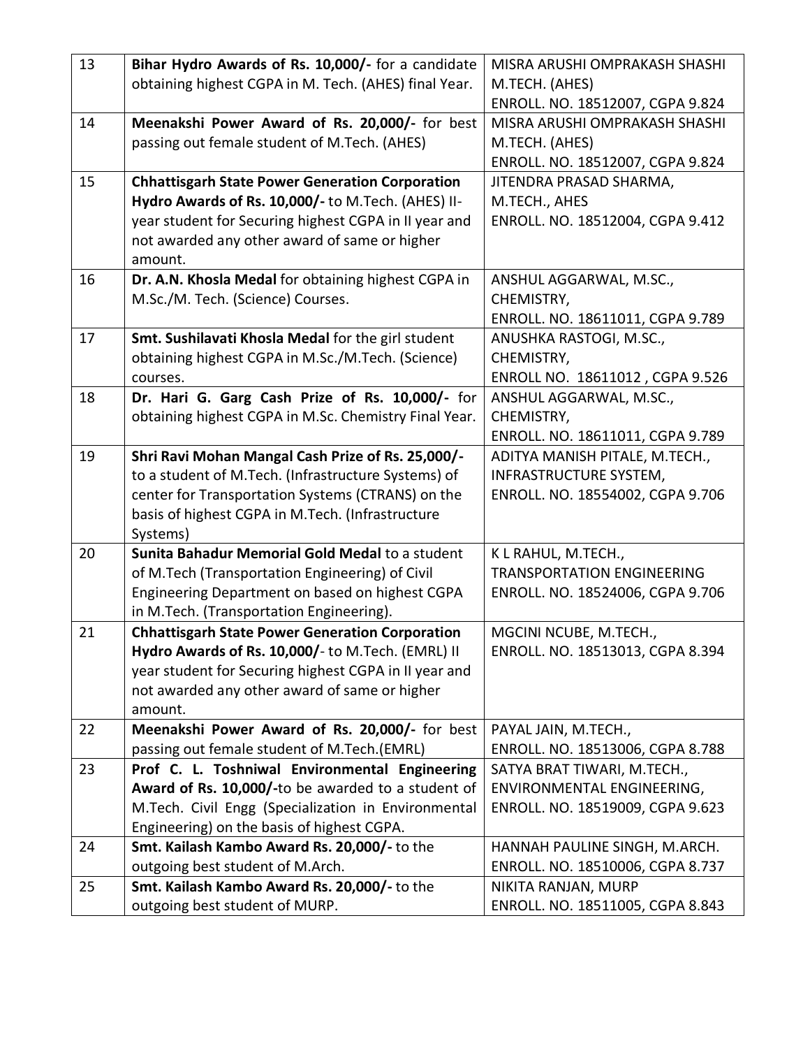| 13 | **Bihar Hydro Awards of Rs. 10,000/-** for a candidate obtaining highest CGPA in M. Tech. (AHES) final Year. | MISRA ARUSHI OMPRAKASH SHASHI M.TECH. (AHES) ENROLL. NO. 18512007, CGPA 9.824 |
|---|---|---|
| 14 | **Meenakshi Power Award of Rs. 20,000/-** for best passing out female student of M.Tech. (AHES) | MISRA ARUSHI OMPRAKASH SHASHI M.TECH. (AHES) ENROLL. NO. 18512007, CGPA 9.824 |
| 15 | **Chhattisgarh State Power Generation Corporation Hydro Awards of Rs. 10,000/-** to M.Tech. (AHES) II-year student for Securing highest CGPA in II year and not awarded any other award of same or higher amount. | JITENDRA PRASAD SHARMA, M.TECH., AHES ENROLL. NO. 18512004, CGPA 9.412 |
| 16 | **Dr. A.N. Khosla Medal** for obtaining highest CGPA in M.Sc./M. Tech. (Science) Courses. | ANSHUL AGGARWAL, M.SC., CHEMISTRY, ENROLL. NO. 18611011, CGPA 9.789 |
| 17 | **Smt. Sushilavati Khosla Medal** for the girl student obtaining highest CGPA in M.Sc./M.Tech. (Science) courses. | ANUSHKA RASTOGI, M.SC., CHEMISTRY, ENROLL NO. 18611012 , CGPA 9.526 |
| 18 | **Dr. Hari G. Garg Cash Prize of Rs. 10,000/-** for obtaining highest CGPA in M.Sc. Chemistry Final Year. | ANSHUL AGGARWAL, M.SC., CHEMISTRY, ENROLL. NO. 18611011, CGPA 9.789 |
| 19 | **Shri Ravi Mohan Mangal Cash Prize of Rs. 25,000/-** to a student of M.Tech. (Infrastructure Systems) of center for Transportation Systems (CTRANS) on the basis of highest CGPA in M.Tech. (Infrastructure Systems) | ADITYA MANISH PITALE, M.TECH., INFRASTRUCTURE SYSTEM, ENROLL. NO. 18554002, CGPA 9.706 |
| 20 | **Sunita Bahadur Memorial Gold Medal** to a student of M.Tech (Transportation Engineering) of Civil Engineering Department on based on highest CGPA in M.Tech. (Transportation Engineering). | K L RAHUL, M.TECH., TRANSPORTATION ENGINEERING ENROLL. NO. 18524006, CGPA 9.706 |
| 21 | **Chhattisgarh State Power Generation Corporation Hydro Awards of Rs. 10,000/**- to M.Tech. (EMRL) II year student for Securing highest CGPA in II year and not awarded any other award of same or higher amount. | MGCINI NCUBE, M.TECH., ENROLL. NO. 18513013, CGPA 8.394 |
| 22 | **Meenakshi Power Award of Rs. 20,000/-** for best passing out female student of M.Tech.(EMRL) | PAYAL JAIN, M.TECH., ENROLL. NO. 18513006, CGPA 8.788 |
| 23 | **Prof C. L. Toshniwal Environmental Engineering Award of Rs. 10,000/-**to be awarded to a student of M.Tech. Civil Engg (Specialization in Environmental Engineering) on the basis of highest CGPA. | SATYA BRAT TIWARI, M.TECH., ENVIRONMENTAL ENGINEERING, ENROLL. NO. 18519009, CGPA 9.623 |
| 24 | **Smt. Kailash Kambo Award Rs. 20,000/-** to the outgoing best student of M.Arch. | HANNAH PAULINE SINGH, M.ARCH. ENROLL. NO. 18510006, CGPA 8.737 |
| 25 | **Smt. Kailash Kambo Award Rs. 20,000/-** to the outgoing best student of MURP. | NIKITA RANJAN, MURP ENROLL. NO. 18511005, CGPA 8.843 |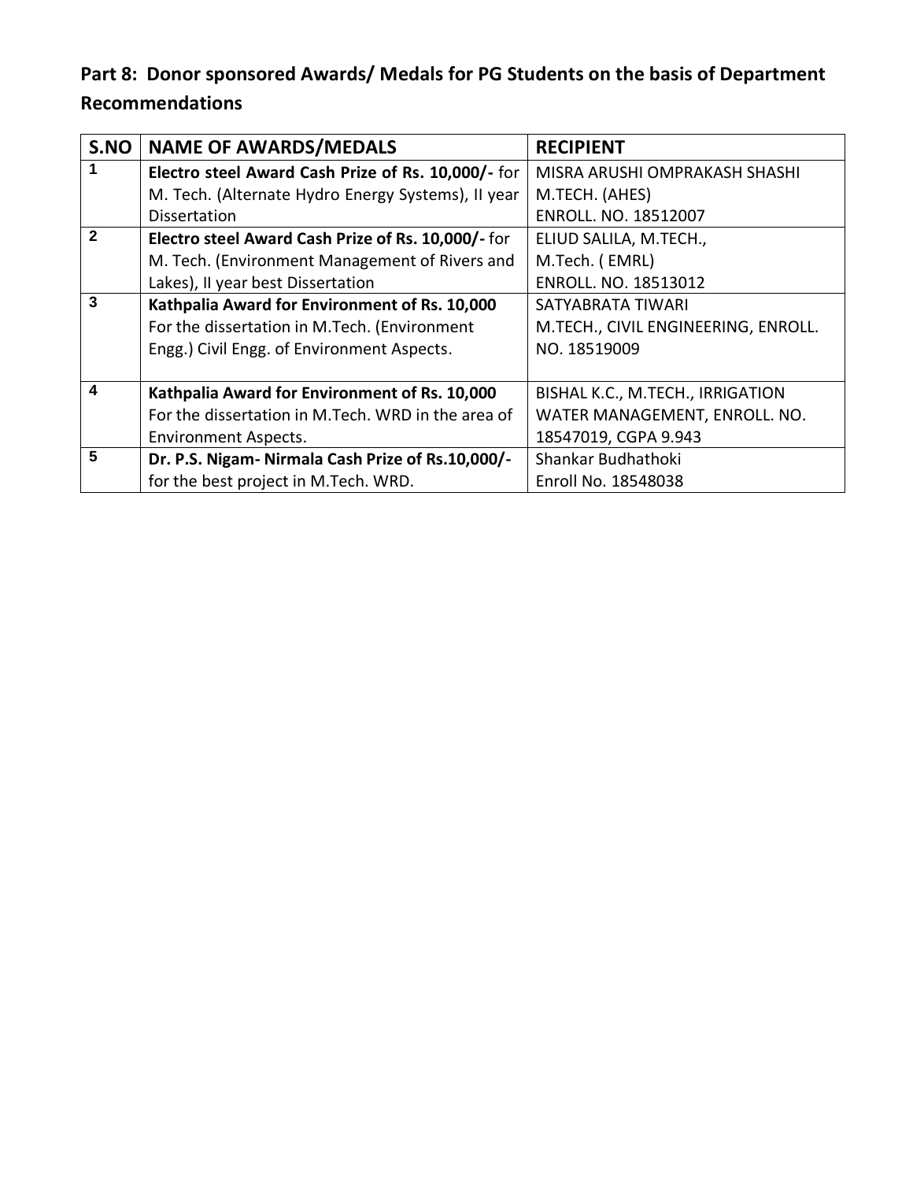## Part 8: Donor sponsored Awards/ Medals for PG Students on the basis of Department Recommendations

| S.NO | NAME OF AWARDS/MEDALS | RECIPIENT |
|---|---|---|
| 1 | **Electro steel Award Cash Prize of Rs. 10,000/-** for M. Tech. (Alternate Hydro Energy Systems), II year Dissertation | MISRA ARUSHI OMPRAKASH SHASHI M.TECH. (AHES) ENROLL. NO. 18512007 |
| 2 | **Electro steel Award Cash Prize of Rs. 10,000/-** for M. Tech. (Environment Management of Rivers and Lakes), II year best Dissertation | ELIUD SALILA, M.TECH., M.Tech. ( EMRL) ENROLL. NO. 18513012 |
| 3 | **Kathpalia Award for Environment of Rs. 10,000** For the dissertation in M.Tech. (Environment Engg.) Civil Engg. of Environment Aspects. | SATYABRATA TIWARI M.TECH., CIVIL ENGINEERING, ENROLL. NO. 18519009 |
| 4 | **Kathpalia Award for Environment of Rs. 10,000** For the dissertation in M.Tech. WRD in the area of Environment Aspects. | BISHAL K.C., M.TECH., IRRIGATION WATER MANAGEMENT, ENROLL. NO. 18547019, CGPA 9.943 |
| 5 | **Dr. P.S. Nigam- Nirmala Cash Prize of Rs.10,000/-** for the best project in M.Tech. WRD. | Shankar Budhathoki Enroll No. 18548038 |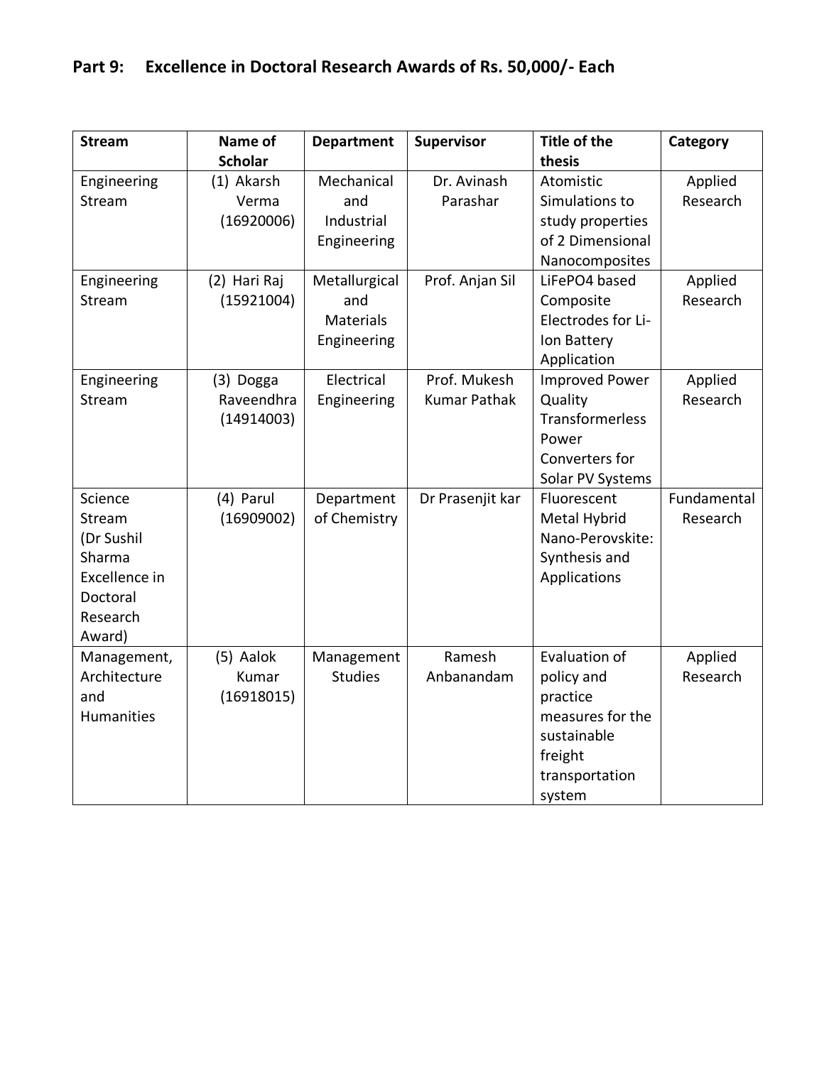## Part 9: Excellence in Doctoral Research Awards of Rs. 50,000/- Each

| Stream | Name of Scholar | Department | Supervisor | Title of the thesis | Category |
|---|---|---|---|---|---|
| Engineering Stream | (1) Akarsh Verma (16920006) | Mechanical and Industrial Engineering | Dr. Avinash Parashar | Atomistic Simulations to study properties of 2 Dimensional Nanocomposites | Applied Research |
| Engineering Stream | (2) Hari Raj (15921004) | Metallurgical and Materials Engineering | Prof. Anjan Sil | LiFePO4 based Composite Electrodes for Li-Ion Battery Application | Applied Research |
| Engineering Stream | (3) Dogga Raveendhra (14914003) | Electrical Engineering | Prof. Mukesh Kumar Pathak | Improved Power Quality Transformerless Power Converters for Solar PV Systems | Applied Research |
| Science Stream (Dr Sushil Sharma Excellence in Doctoral Research Award) | (4) Parul (16909002) | Department of Chemistry | Dr Prasenjit kar | Fluorescent Metal Hybrid Nano-Perovskite: Synthesis and Applications | Fundamental Research |
| Management, Architecture and Humanities | (5) Aalok Kumar (16918015) | Management Studies | Ramesh Anbanandam | Evaluation of policy and practice measures for the sustainable freight transportation system | Applied Research |